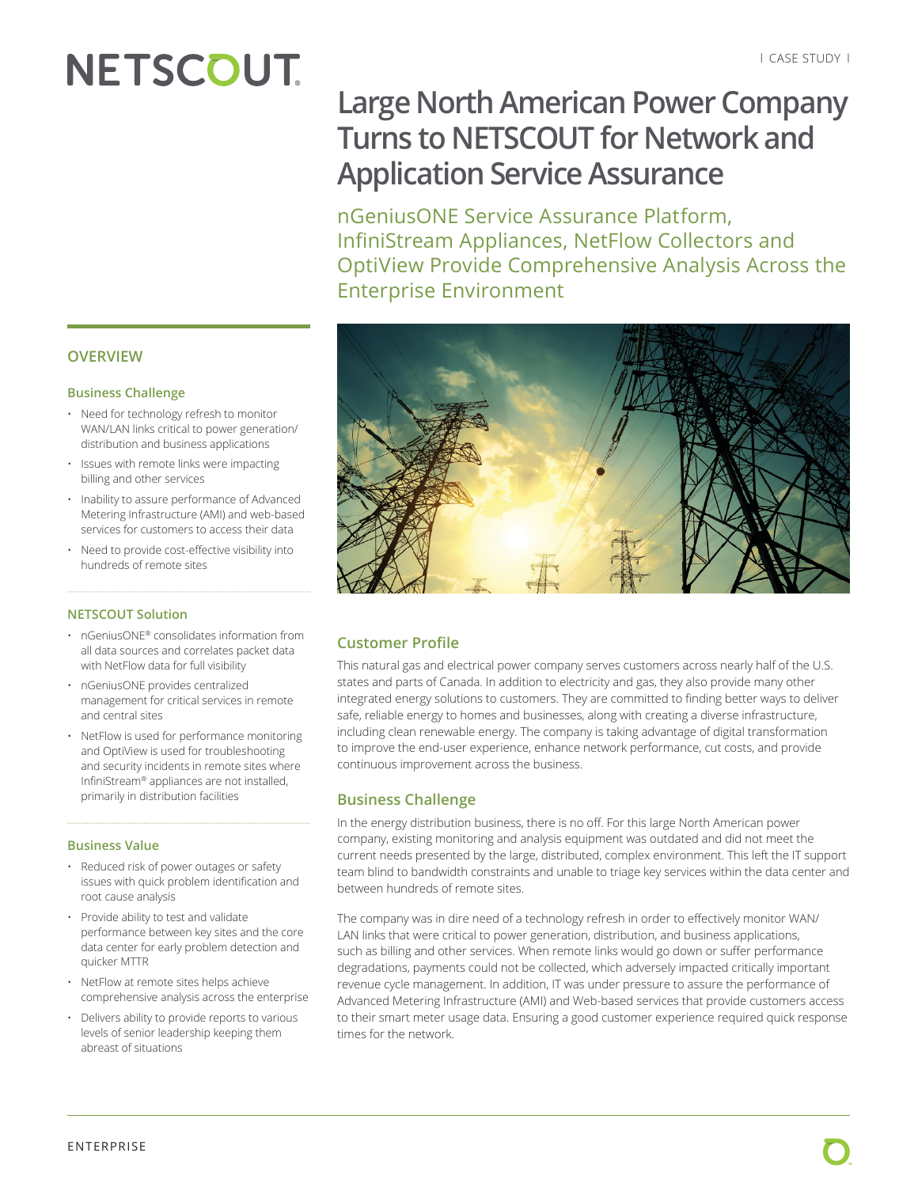| CASE STUDY |

# Large North American Power Company Turns to NETSCOUT for Network and Application Service Assurance

## nGeniusONE Service Assurance Platform, InfiniStream Appliances, NetFlow Collectors and OptiView Provide Comprehensive Analysis Across the Enterprise Environment

## OVERVIEW

### Business Challenge

- Need for technology refresh to monitor WAN/LAN links critical to power generation/distribution and business applications
- Issues with remote links were impacting billing and other services
- Inability to assure performance of Advanced Metering Infrastructure (AMI) and web-based services for customers to access their data
- Need to provide cost-effective visibility into hundreds of remote sites

### NETSCOUT Solution

- nGeniusONE® consolidates information from all data sources and correlates packet data with NetFlow data for full visibility
- nGeniusONE provides centralized management for critical services in remote and central sites
- NetFlow is used for performance monitoring and OptiView is used for troubleshooting and security incidents in remote sites where InfiniStream® appliances are not installed, primarily in distribution facilities

### Business Value

- Reduced risk of power outages or safety issues with quick problem identification and root cause analysis
- Provide ability to test and validate performance between key sites and the core data center for early problem detection and quicker MTTR
- NetFlow at remote sites helps achieve comprehensive analysis across the enterprise
- Delivers ability to provide reports to various levels of senior leadership keeping them abreast of situations

## Customer Profile

This natural gas and electrical power company serves customers across nearly half of the U.S. states and parts of Canada. In addition to electricity and gas, they also provide many other integrated energy solutions to customers. They are committed to finding better ways to deliver safe, reliable energy to homes and businesses, along with creating a diverse infrastructure, including clean renewable energy. The company is taking advantage of digital transformation to improve the end-user experience, enhance network performance, cut costs, and provide continuous improvement across the business.

## Business Challenge

In the energy distribution business, there is no off. For this large North American power company, existing monitoring and analysis equipment was outdated and did not meet the current needs presented by the large, distributed, complex environment. This left the IT support team blind to bandwidth constraints and unable to triage key services within the data center and between hundreds of remote sites.

The company was in dire need of a technology refresh in order to effectively monitor WAN/LAN links that were critical to power generation, distribution, and business applications, such as billing and other services. When remote links would go down or suffer performance degradations, payments could not be collected, which adversely impacted critically important revenue cycle management. In addition, IT was under pressure to assure the performance of Advanced Metering Infrastructure (AMI) and Web-based services that provide customers access to their smart meter usage data. Ensuring a good customer experience required quick response times for the network.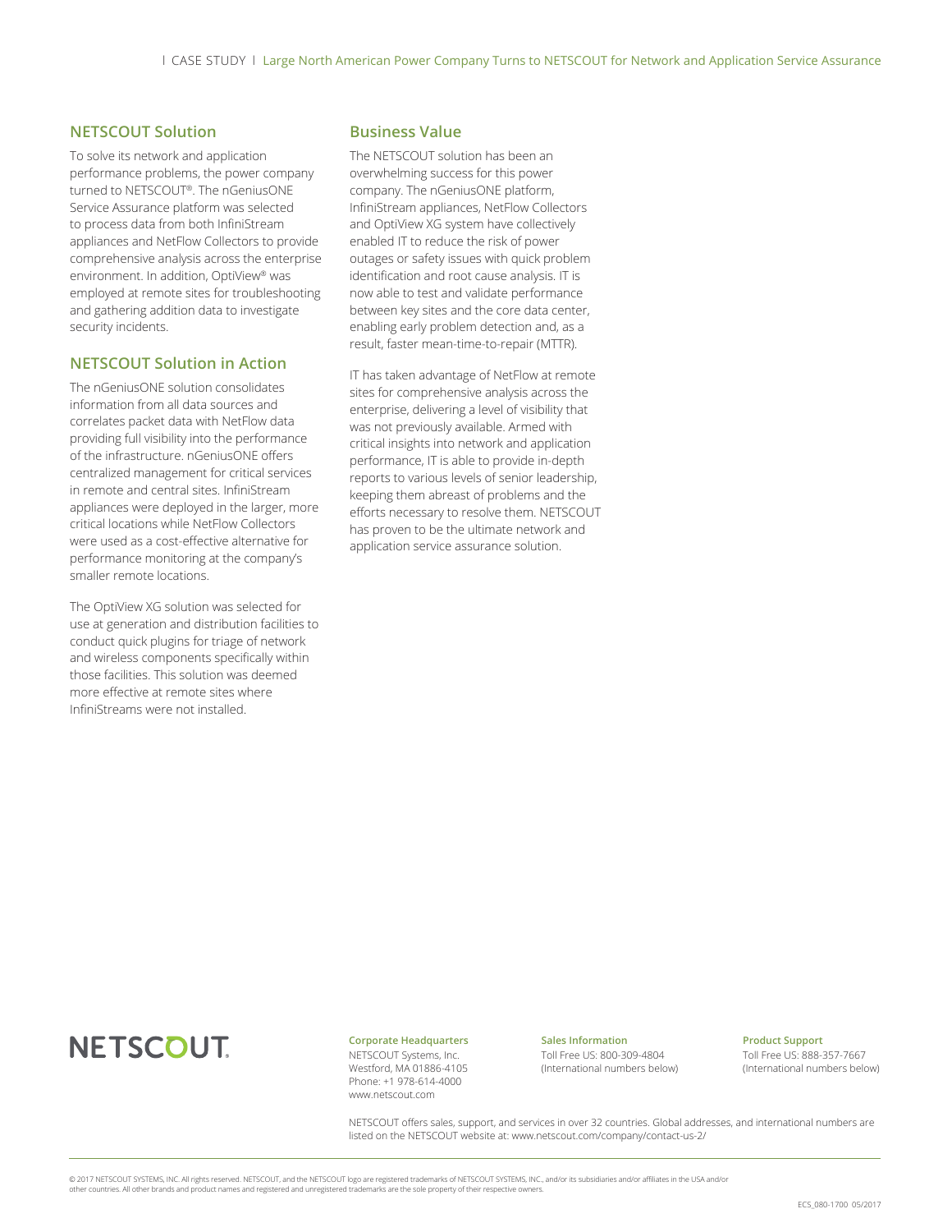## NETSCOUT Solution

To solve its network and application performance problems, the power company turned to NETSCOUT®. The nGeniusONE Service Assurance platform was selected to process data from both InfiniStream appliances and NetFlow Collectors to provide comprehensive analysis across the enterprise environment. In addition, OptiView® was employed at remote sites for troubleshooting and gathering addition data to investigate security incidents.

## NETSCOUT Solution in Action

The nGeniusONE solution consolidates information from all data sources and correlates packet data with NetFlow data providing full visibility into the performance of the infrastructure. nGeniusONE offers centralized management for critical services in remote and central sites. InfiniStream appliances were deployed in the larger, more critical locations while NetFlow Collectors were used as a cost-effective alternative for performance monitoring at the company's smaller remote locations.

The OptiView XG solution was selected for use at generation and distribution facilities to conduct quick plugins for triage of network and wireless components specifically within those facilities. This solution was deemed more effective at remote sites where InfiniStreams were not installed.

## Business Value

The NETSCOUT solution has been an overwhelming success for this power company. The nGeniusONE platform, InfiniStream appliances, NetFlow Collectors and OptiView XG system have collectively enabled IT to reduce the risk of power outages or safety issues with quick problem identification and root cause analysis. IT is now able to test and validate performance between key sites and the core data center, enabling early problem detection and, as a result, faster mean-time-to-repair (MTTR).

IT has taken advantage of NetFlow at remote sites for comprehensive analysis across the enterprise, delivering a level of visibility that was not previously available. Armed with critical insights into network and application performance, IT is able to provide in-depth reports to various levels of senior leadership, keeping them abreast of problems and the efforts necessary to resolve them. NETSCOUT has proven to be the ultimate network and application service assurance solution.

NETSCOUT.

**Corporate Headquarters**
NETSCOUT Systems, Inc.
Westford, MA 01886-4105
Phone: +1 978-614-4000
www.netscout.com

**Sales Information**
Toll Free US: 800-309-4804
(International numbers below)

**Product Support**
Toll Free US: 888-357-7667
(International numbers below)

NETSCOUT offers sales, support, and services in over 32 countries. Global addresses, and international numbers are listed on the NETSCOUT website at: www.netscout.com/company/contact-us-2/

© 2017 NETSCOUT SYSTEMS, INC. All rights reserved. NETSCOUT, and the NETSCOUT logo are registered trademarks of NETSCOUT SYSTEMS, INC., and/or its subsidiaries and/or affiliates in the USA and/or other countries. All other brands and product names and registered and unregistered trademarks are the sole property of their respective owners.

ECS_080-1700 05/2017